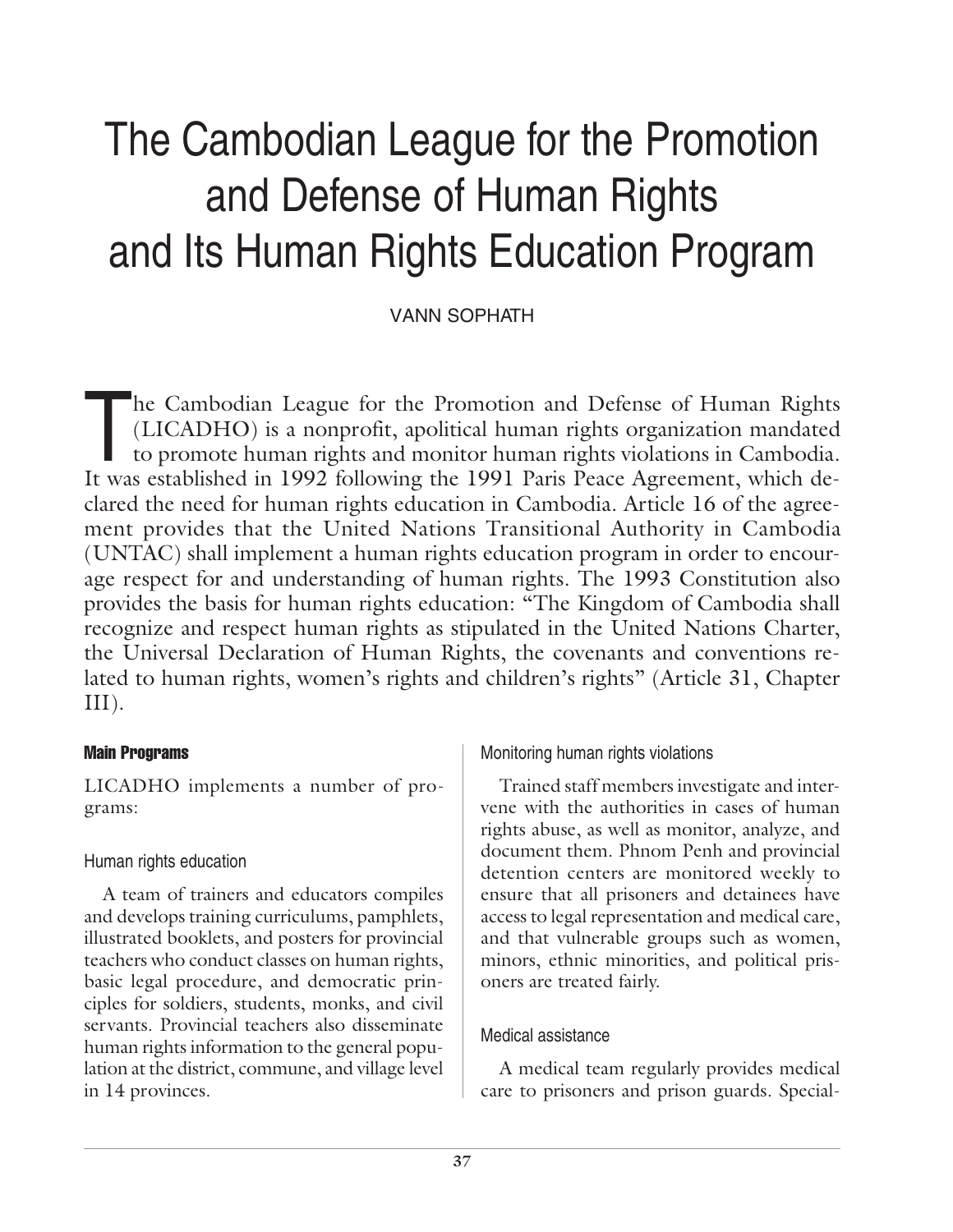# The Cambodian League for the Promotion and Defense of Human Rights and Its Human Rights Education Program

VANN SOPHATH

The Cambodian League for the Promotion and Defense of Human Rights (LICADHO) is a nonprofit, apolitical human rights organization mandated to promote human rights and monitor human rights violations in Cambodia. It was established in 1992 following the 1991 Paris Peace Agreement, which declared the need for human rights education in Cambodia. Article 16 of the agreement provides that the United Nations Transitional Authority in Cambodia (UNTAC) shall implement a human rights education program in order to encourage respect for and understanding of human rights. The 1993 Constitution also provides the basis for human rights education: "The Kingdom of Cambodia shall recognize and respect human rights as stipulated in the United Nations Charter, the Universal Declaration of Human Rights, the covenants and conventions related to human rights, women's rights and children's rights" (Article 31, Chapter III).

## Main Programs

LICADHO implements a number of programs:

### Human rights education

A team of trainers and educators compiles and develops training curriculums, pamphlets, illustrated booklets, and posters for provincial teachers who conduct classes on human rights, basic legal procedure, and democratic principles for soldiers, students, monks, and civil servants. Provincial teachers also disseminate human rights information to the general population at the district, commune, and village level in 14 provinces.

### Monitoring human rights violations

Trained staff members investigate and intervene with the authorities in cases of human rights abuse, as well as monitor, analyze, and document them. Phnom Penh and provincial detention centers are monitored weekly to ensure that all prisoners and detainees have access to legal representation and medical care, and that vulnerable groups such as women, minors, ethnic minorities, and political prisoners are treated fairly.

### Medical assistance

A medical team regularly provides medical care to prisoners and prison guards. Special-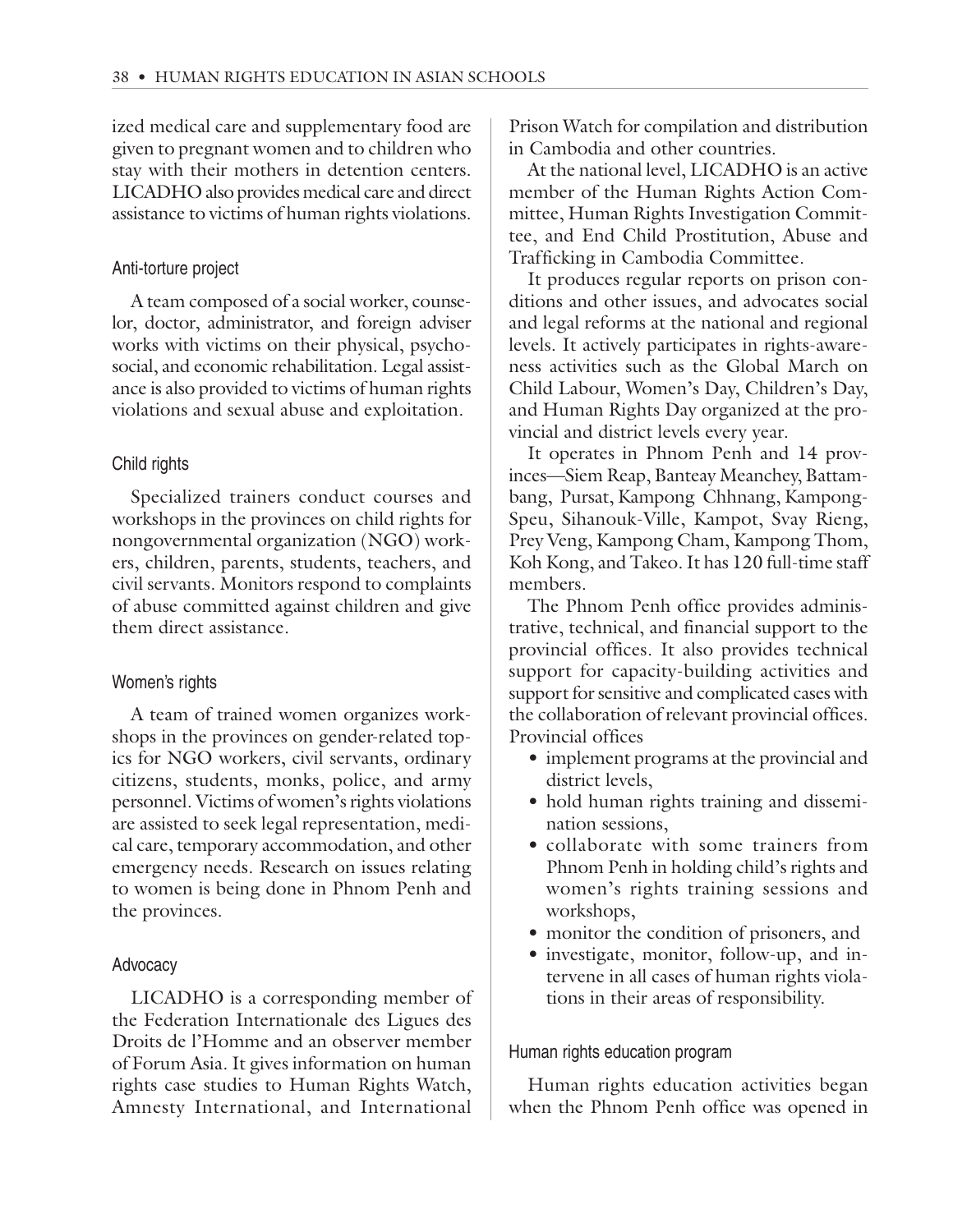ized medical care and supplementary food are given to pregnant women and to children who stay with their mothers in detention centers. LICADHO also provides medical care and direct assistance to victims of human rights violations.

### Anti-torture project

A team composed of a social worker, counselor, doctor, administrator, and foreign adviser works with victims on their physical, psychosocial, and economic rehabilitation. Legal assistance is also provided to victims of human rights violations and sexual abuse and exploitation.

### Child rights

Specialized trainers conduct courses and workshops in the provinces on child rights for nongovernmental organization (NGO) workers, children, parents, students, teachers, and civil servants. Monitors respond to complaints of abuse committed against children and give them direct assistance.

### Women's rights

A team of trained women organizes workshops in the provinces on gender-related topics for NGO workers, civil servants, ordinary citizens, students, monks, police, and army personnel. Victims of women's rights violations are assisted to seek legal representation, medical care, temporary accommodation, and other emergency needs. Research on issues relating to women is being done in Phnom Penh and the provinces.

### Advocacy

LICADHO is a corresponding member of the Federation Internationale des Ligues des Droits de l'Homme and an observer member of Forum Asia. It gives information on human rights case studies to Human Rights Watch, Amnesty International, and International Prison Watch for compilation and distribution in Cambodia and other countries.

At the national level, LICADHO is an active member of the Human Rights Action Committee, Human Rights Investigation Committee, and End Child Prostitution, Abuse and Trafficking in Cambodia Committee.

It produces regular reports on prison conditions and other issues, and advocates social and legal reforms at the national and regional levels. It actively participates in rights-awareness activities such as the Global March on Child Labour, Women's Day, Children's Day, and Human Rights Day organized at the provincial and district levels every year.

It operates in Phnom Penh and 14 provinces—Siem Reap, Banteay Meanchey, Battambang, Pursat, Kampong Chhnang, Kampong-Speu, Sihanouk-Ville, Kampot, Svay Rieng, Prey Veng, Kampong Cham, Kampong Thom, Koh Kong, and Takeo. It has 120 full-time staff members.

The Phnom Penh office provides administrative, technical, and financial support to the provincial offices. It also provides technical support for capacity-building activities and support for sensitive and complicated cases with the collaboration of relevant provincial offices. Provincial offices

- implement programs at the provincial and district levels,
- hold human rights training and dissemination sessions,
- collaborate with some trainers from Phnom Penh in holding child's rights and women's rights training sessions and workshops,
- monitor the condition of prisoners, and
- investigate, monitor, follow-up, and intervene in all cases of human rights violations in their areas of responsibility.

### Human rights education program

Human rights education activities began when the Phnom Penh office was opened in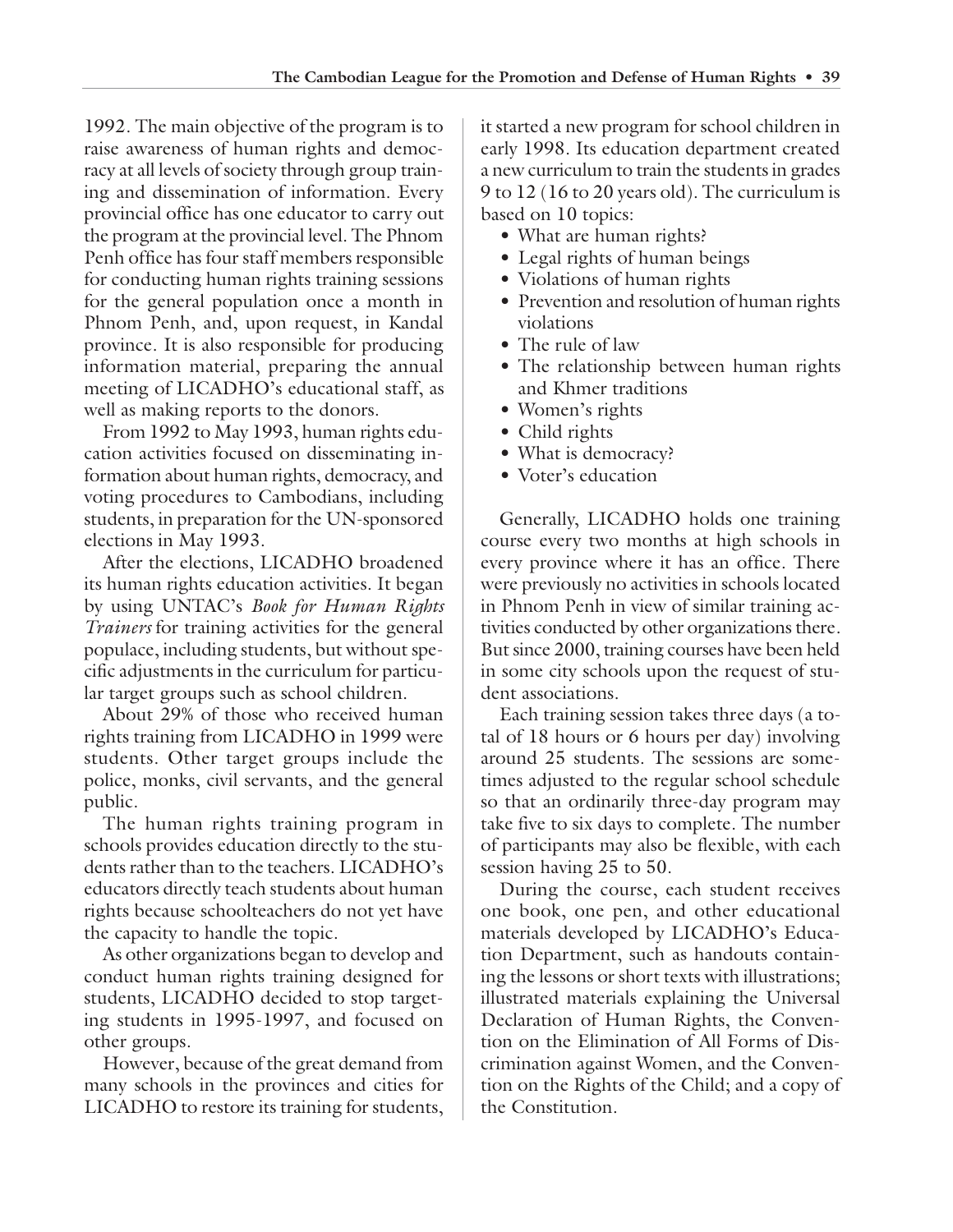1992. The main objective of the program is to raise awareness of human rights and democracy at all levels of society through group training and dissemination of information. Every provincial office has one educator to carry out the program at the provincial level. The Phnom Penh office has four staff members responsible for conducting human rights training sessions for the general population once a month in Phnom Penh, and, upon request, in Kandal province. It is also responsible for producing information material, preparing the annual meeting of LICADHO's educational staff, as well as making reports to the donors.

From 1992 to May 1993, human rights education activities focused on disseminating information about human rights, democracy, and voting procedures to Cambodians, including students, in preparation for the UN-sponsored elections in May 1993.

After the elections, LICADHO broadened its human rights education activities. It began by using UNTAC's *Book for Human Rights Trainers* for training activities for the general populace, including students, but without specific adjustments in the curriculum for particular target groups such as school children.

About 29% of those who received human rights training from LICADHO in 1999 were students. Other target groups include the police, monks, civil servants, and the general public.

The human rights training program in schools provides education directly to the students rather than to the teachers. LICADHO's educators directly teach students about human rights because schoolteachers do not yet have the capacity to handle the topic.

As other organizations began to develop and conduct human rights training designed for students, LICADHO decided to stop targeting students in 1995-1997, and focused on other groups.

However, because of the great demand from many schools in the provinces and cities for LICADHO to restore its training for students, it started a new program for school children in early 1998. Its education department created a new curriculum to train the students in grades 9 to 12 (16 to 20 years old). The curriculum is based on 10 topics:

- What are human rights?
- Legal rights of human beings
- Violations of human rights
- Prevention and resolution of human rights violations
- The rule of law
- The relationship between human rights and Khmer traditions
- Women's rights
- Child rights
- What is democracy?
- Voter's education

Generally, LICADHO holds one training course every two months at high schools in every province where it has an office. There were previously no activities in schools located in Phnom Penh in view of similar training activities conducted by other organizations there. But since 2000, training courses have been held in some city schools upon the request of student associations.

Each training session takes three days (a total of 18 hours or 6 hours per day) involving around 25 students. The sessions are sometimes adjusted to the regular school schedule so that an ordinarily three-day program may take five to six days to complete. The number of participants may also be flexible, with each session having 25 to 50.

During the course, each student receives one book, one pen, and other educational materials developed by LICADHO's Education Department, such as handouts containing the lessons or short texts with illustrations; illustrated materials explaining the Universal Declaration of Human Rights, the Convention on the Elimination of All Forms of Discrimination against Women, and the Convention on the Rights of the Child; and a copy of the Constitution.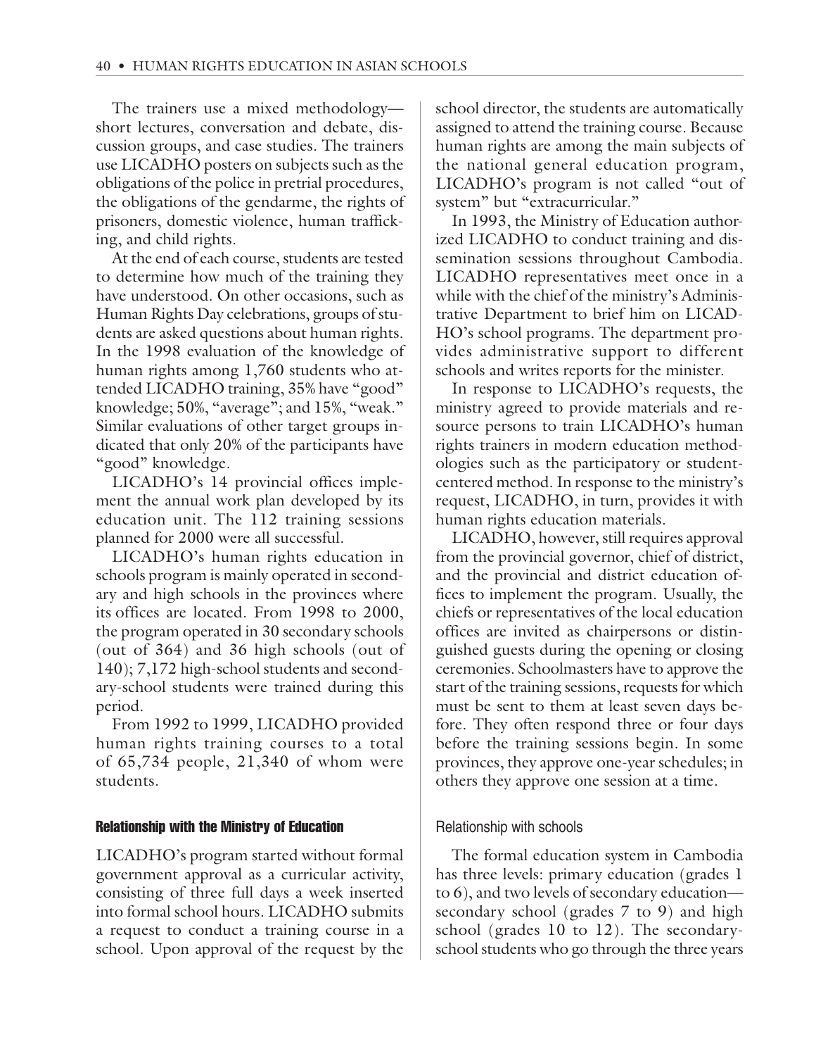The trainers use a mixed methodology—short lectures, conversation and debate, discussion groups, and case studies. The trainers use LICADHO posters on subjects such as the obligations of the police in pretrial procedures, the obligations of the gendarme, the rights of prisoners, domestic violence, human trafficking, and child rights.

At the end of each course, students are tested to determine how much of the training they have understood. On other occasions, such as Human Rights Day celebrations, groups of students are asked questions about human rights. In the 1998 evaluation of the knowledge of human rights among 1,760 students who attended LICADHO training, 35% have "good" knowledge; 50%, "average"; and 15%, "weak." Similar evaluations of other target groups indicated that only 20% of the participants have "good" knowledge.

LICADHO's 14 provincial offices implement the annual work plan developed by its education unit. The 112 training sessions planned for 2000 were all successful.

LICADHO's human rights education in schools program is mainly operated in secondary and high schools in the provinces where its offices are located. From 1998 to 2000, the program operated in 30 secondary schools (out of 364) and 36 high schools (out of 140); 7,172 high-school students and secondary-school students were trained during this period.

From 1992 to 1999, LICADHO provided human rights training courses to a total of 65,734 people, 21,340 of whom were students.

### Relationship with the Ministry of Education

LICADHO's program started without formal government approval as a curricular activity, consisting of three full days a week inserted into formal school hours. LICADHO submits a request to conduct a training course in a school. Upon approval of the request by the school director, the students are automatically assigned to attend the training course. Because human rights are among the main subjects of the national general education program, LICADHO's program is not called "out of system" but "extracurricular."

In 1993, the Ministry of Education authorized LICADHO to conduct training and dissemination sessions throughout Cambodia. LICADHO representatives meet once in a while with the chief of the ministry's Administrative Department to brief him on LICADHO's school programs. The department provides administrative support to different schools and writes reports for the minister.

In response to LICADHO's requests, the ministry agreed to provide materials and resource persons to train LICADHO's human rights trainers in modern education methodologies such as the participatory or student-centered method. In response to the ministry's request, LICADHO, in turn, provides it with human rights education materials.

LICADHO, however, still requires approval from the provincial governor, chief of district, and the provincial and district education offices to implement the program. Usually, the chiefs or representatives of the local education offices are invited as chairpersons or distinguished guests during the opening or closing ceremonies. Schoolmasters have to approve the start of the training sessions, requests for which must be sent to them at least seven days before. They often respond three or four days before the training sessions begin. In some provinces, they approve one-year schedules; in others they approve one session at a time.

#### Relationship with schools

The formal education system in Cambodia has three levels: primary education (grades 1 to 6), and two levels of secondary education—secondary school (grades 7 to 9) and high school (grades 10 to 12). The secondary-school students who go through the three years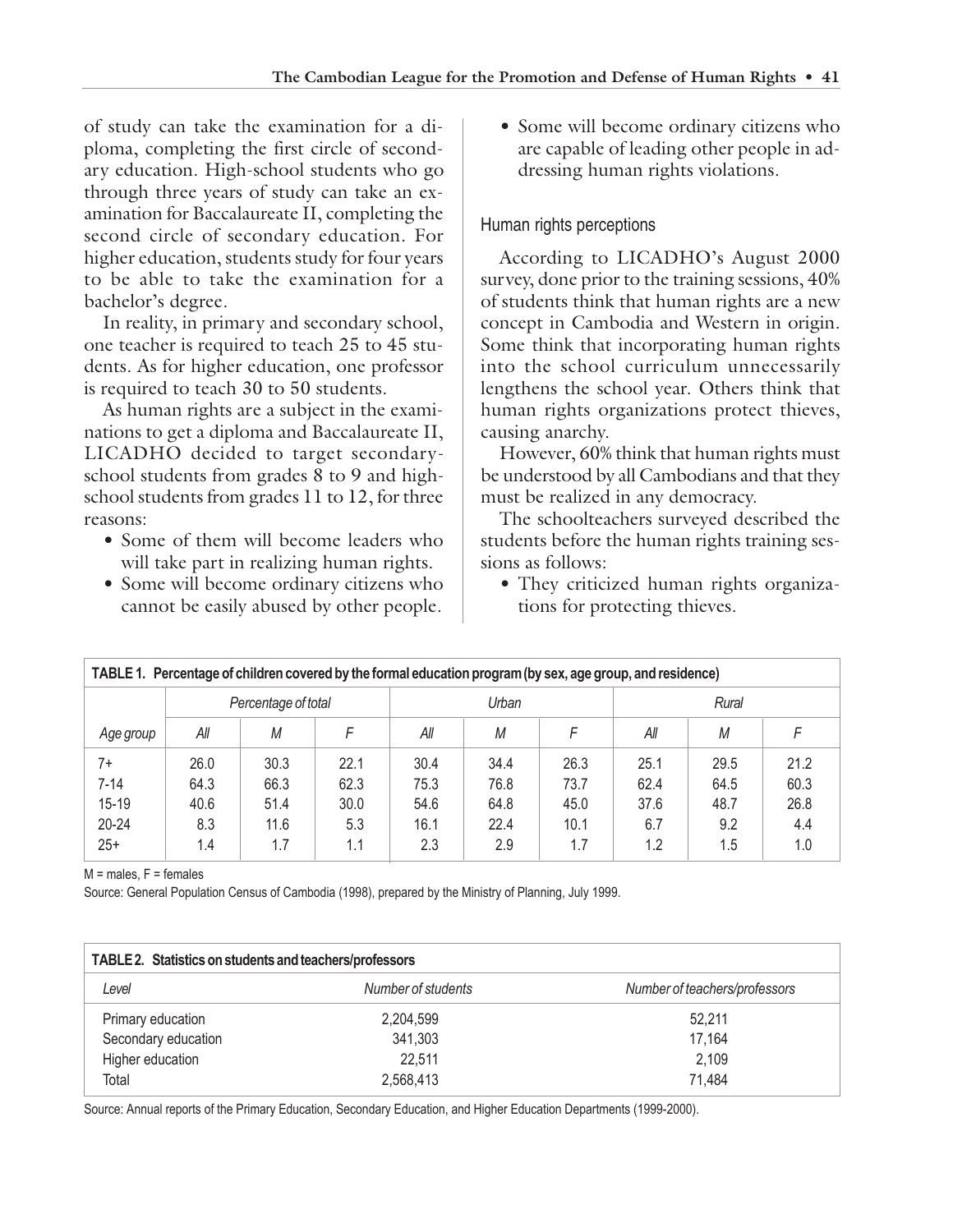of study can take the examination for a diploma, completing the first circle of secondary education. High-school students who go through three years of study can take an examination for Baccalaureate II, completing the second circle of secondary education. For higher education, students study for four years to be able to take the examination for a bachelor's degree.

In reality, in primary and secondary school, one teacher is required to teach 25 to 45 students. As for higher education, one professor is required to teach 30 to 50 students.

As human rights are a subject in the examinations to get a diploma and Baccalaureate II, LICADHO decided to target secondary-school students from grades 8 to 9 and high-school students from grades 11 to 12, for three reasons:

- Some of them will become leaders who will take part in realizing human rights.
- Some will become ordinary citizens who cannot be easily abused by other people.
- Some will become ordinary citizens who are capable of leading other people in addressing human rights violations.

### Human rights perceptions

According to LICADHO's August 2000 survey, done prior to the training sessions, 40% of students think that human rights are a new concept in Cambodia and Western in origin. Some think that incorporating human rights into the school curriculum unnecessarily lengthens the school year. Others think that human rights organizations protect thieves, causing anarchy.

However, 60% think that human rights must be understood by all Cambodians and that they must be realized in any democracy.

The schoolteachers surveyed described the students before the human rights training sessions as follows:

- They criticized human rights organizations for protecting thieves.

**TABLE 1. Percentage of children covered by the formal education program (by sex, age group, and residence)**

| | *Percentage of total* | | | *Urban* | | | *Rural* | | |
|---|---|---|---|---|---|---|---|---|---|
| *Age group* | *All* | *M* | *F* | *All* | *M* | *F* | *All* | *M* | *F* |
| 7+ | 26.0 | 30.3 | 22.1 | 30.4 | 34.4 | 26.3 | 25.1 | 29.5 | 21.2 |
| 7-14 | 64.3 | 66.3 | 62.3 | 75.3 | 76.8 | 73.7 | 62.4 | 64.5 | 60.3 |
| 15-19 | 40.6 | 51.4 | 30.0 | 54.6 | 64.8 | 45.0 | 37.6 | 48.7 | 26.8 |
| 20-24 | 8.3 | 11.6 | 5.3 | 16.1 | 22.4 | 10.1 | 6.7 | 9.2 | 4.4 |
| 25+ | 1.4 | 1.7 | 1.1 | 2.3 | 2.9 | 1.7 | 1.2 | 1.5 | 1.0 |

M = males, F = females

Source: General Population Census of Cambodia (1998), prepared by the Ministry of Planning, July 1999.

**TABLE 2. Statistics on students and teachers/professors**

| *Level* | *Number of students* | *Number of teachers/professors* |
|---|---|---|
| Primary education | 2,204,599 | 52,211 |
| Secondary education | 341,303 | 17,164 |
| Higher education | 22,511 | 2,109 |
| Total | 2,568,413 | 71,484 |

Source: Annual reports of the Primary Education, Secondary Education, and Higher Education Departments (1999-2000).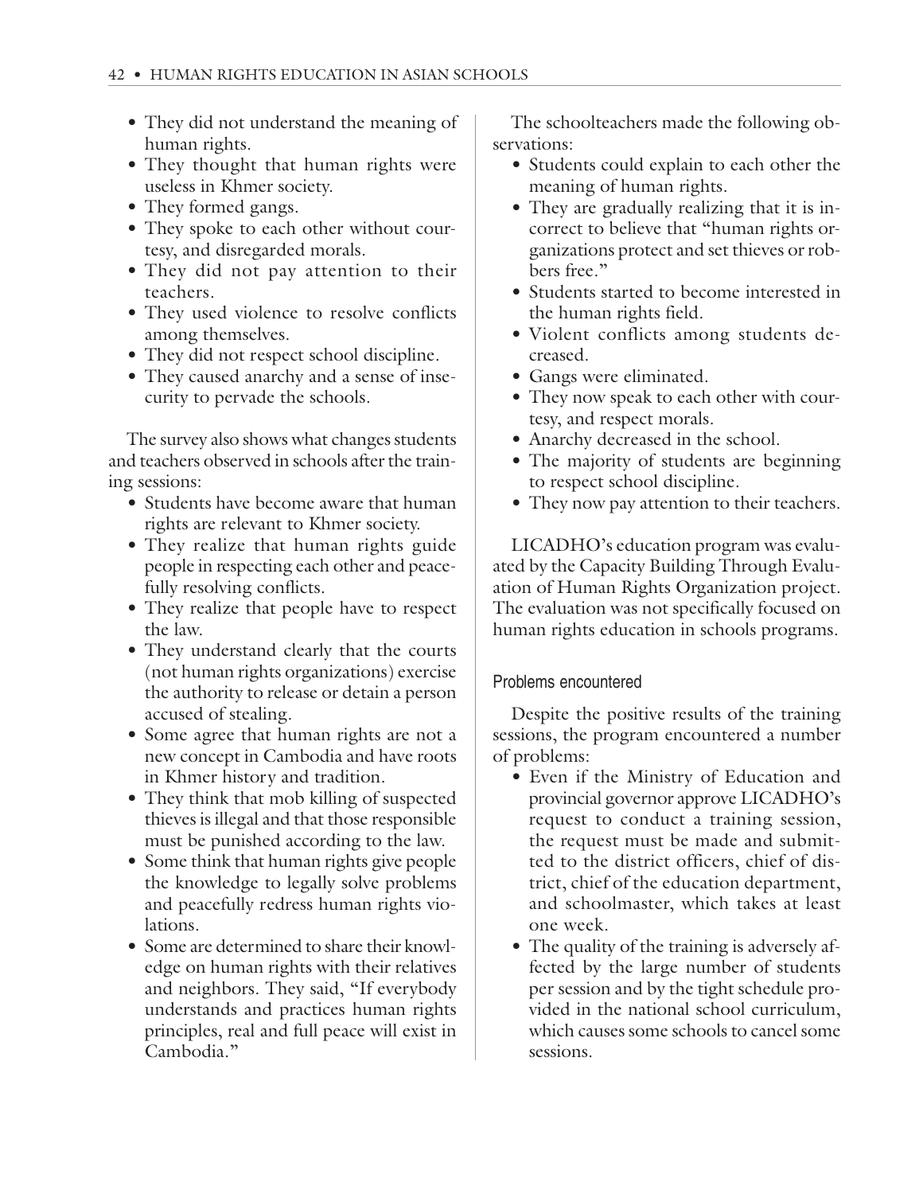- They did not understand the meaning of human rights.
- They thought that human rights were useless in Khmer society.
- They formed gangs.
- They spoke to each other without courtesy, and disregarded morals.
- They did not pay attention to their teachers.
- They used violence to resolve conflicts among themselves.
- They did not respect school discipline.
- They caused anarchy and a sense of insecurity to pervade the schools.

The survey also shows what changes students and teachers observed in schools after the training sessions:

- Students have become aware that human rights are relevant to Khmer society.
- They realize that human rights guide people in respecting each other and peacefully resolving conflicts.
- They realize that people have to respect the law.
- They understand clearly that the courts (not human rights organizations) exercise the authority to release or detain a person accused of stealing.
- Some agree that human rights are not a new concept in Cambodia and have roots in Khmer history and tradition.
- They think that mob killing of suspected thieves is illegal and that those responsible must be punished according to the law.
- Some think that human rights give people the knowledge to legally solve problems and peacefully redress human rights violations.
- Some are determined to share their knowledge on human rights with their relatives and neighbors. They said, "If everybody understands and practices human rights principles, real and full peace will exist in Cambodia."

The schoolteachers made the following observations:

- Students could explain to each other the meaning of human rights.
- They are gradually realizing that it is incorrect to believe that "human rights organizations protect and set thieves or robbers free."
- Students started to become interested in the human rights field.
- Violent conflicts among students decreased.
- Gangs were eliminated.
- They now speak to each other with courtesy, and respect morals.
- Anarchy decreased in the school.
- The majority of students are beginning to respect school discipline.
- They now pay attention to their teachers.

LICADHO's education program was evaluated by the Capacity Building Through Evaluation of Human Rights Organization project. The evaluation was not specifically focused on human rights education in schools programs.

### Problems encountered

Despite the positive results of the training sessions, the program encountered a number of problems:

- Even if the Ministry of Education and provincial governor approve LICADHO's request to conduct a training session, the request must be made and submitted to the district officers, chief of district, chief of the education department, and schoolmaster, which takes at least one week.
- The quality of the training is adversely affected by the large number of students per session and by the tight schedule provided in the national school curriculum, which causes some schools to cancel some sessions.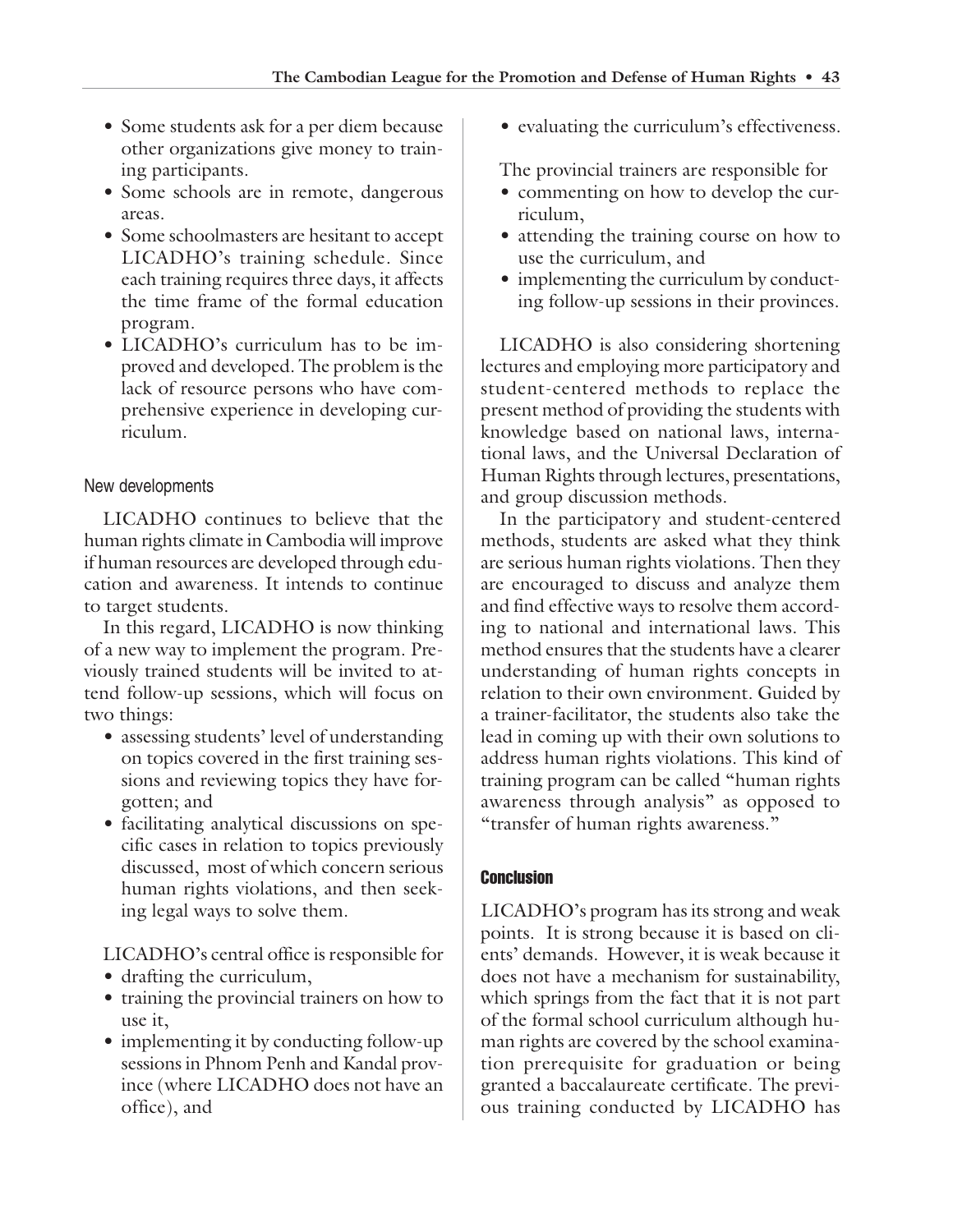- Some students ask for a per diem because other organizations give money to training participants.
- Some schools are in remote, dangerous areas.
- Some schoolmasters are hesitant to accept LICADHO's training schedule. Since each training requires three days, it affects the time frame of the formal education program.
- LICADHO's curriculum has to be improved and developed. The problem is the lack of resource persons who have comprehensive experience in developing curriculum.

### New developments

LICADHO continues to believe that the human rights climate in Cambodia will improve if human resources are developed through education and awareness. It intends to continue to target students.

In this regard, LICADHO is now thinking of a new way to implement the program. Previously trained students will be invited to attend follow-up sessions, which will focus on two things:

- assessing students' level of understanding on topics covered in the first training sessions and reviewing topics they have forgotten; and
- facilitating analytical discussions on specific cases in relation to topics previously discussed, most of which concern serious human rights violations, and then seeking legal ways to solve them.

LICADHO's central office is responsible for

- drafting the curriculum,
- training the provincial trainers on how to use it,
- implementing it by conducting follow-up sessions in Phnom Penh and Kandal province (where LICADHO does not have an office), and
- evaluating the curriculum's effectiveness.

The provincial trainers are responsible for

- commenting on how to develop the curriculum,
- attending the training course on how to use the curriculum, and
- implementing the curriculum by conducting follow-up sessions in their provinces.

LICADHO is also considering shortening lectures and employing more participatory and student-centered methods to replace the present method of providing the students with knowledge based on national laws, international laws, and the Universal Declaration of Human Rights through lectures, presentations, and group discussion methods.

In the participatory and student-centered methods, students are asked what they think are serious human rights violations. Then they are encouraged to discuss and analyze them and find effective ways to resolve them according to national and international laws. This method ensures that the students have a clearer understanding of human rights concepts in relation to their own environment. Guided by a trainer-facilitator, the students also take the lead in coming up with their own solutions to address human rights violations. This kind of training program can be called "human rights awareness through analysis" as opposed to "transfer of human rights awareness."

## Conclusion

LICADHO's program has its strong and weak points. It is strong because it is based on clients' demands. However, it is weak because it does not have a mechanism for sustainability, which springs from the fact that it is not part of the formal school curriculum although human rights are covered by the school examination prerequisite for graduation or being granted a baccalaureate certificate. The previous training conducted by LICADHO has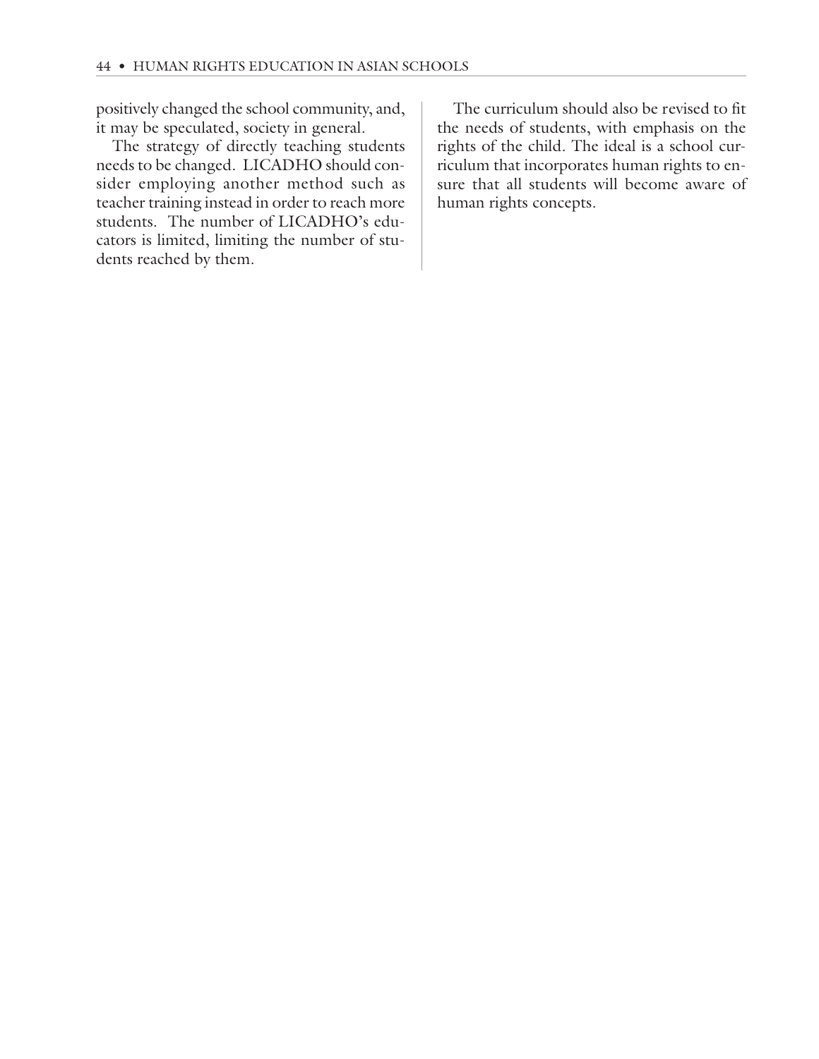positively changed the school community, and, it may be speculated, society in general.

The strategy of directly teaching students needs to be changed. LICADHO should consider employing another method such as teacher training instead in order to reach more students. The number of LICADHO's educators is limited, limiting the number of students reached by them.

The curriculum should also be revised to fit the needs of students, with emphasis on the rights of the child. The ideal is a school curriculum that incorporates human rights to ensure that all students will become aware of human rights concepts.